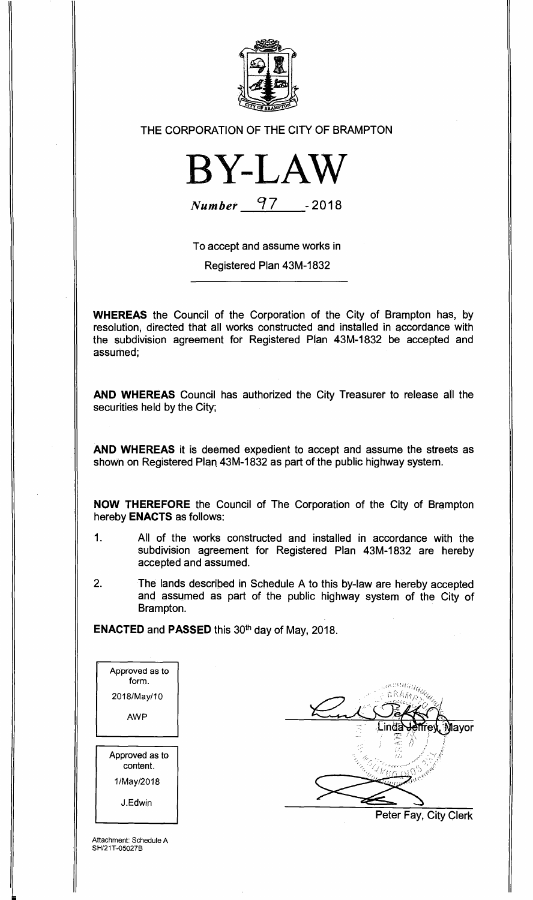THE CORPORATION OF THE CITY OF BRAMPTON

# BY-LAW

*Number* 97 - 2018

To accept and assume works in

Registered Plan 43M-1832

**WHEREAS** the Council of the Corporation of the City of Brampton has, by resolution, directed that all works constructed and installed in accordance with the subdivision agreement for Registered Plan 43M-1832 be accepted and assumed;

**AND WHEREAS** Council has authorized the City Treasurer to release all the securities held by the City;

**AND WHEREAS** it is deemed expedient to accept and assume the streets as shown on Registered Plan 43M-1832 as part of the public highway system.

**NOW THEREFORE** the Council of The Corporation of the City of Brampton hereby **ENACTS** as follows:

1. All of the works constructed and installed in accordance with the subdivision agreement for Registered Plan 43M-1832 are hereby accepted and assumed.

2. The lands described in Schedule A to this by-law are hereby accepted and assumed as part of the public highway system of the City of Brampton.

**ENACTED** and **PASSED** this 30th day of May, 2018.

| Approved as to form. |
|---|
| 2018/May/10 |
| AWP |

| Approved as to content. |
|---|
| 1/May/2018 |
| J.Edwin |

Linda Jeffrey, Mayor

Peter Fay, City Clerk

Attachment: Schedule A
SH/21T-05027B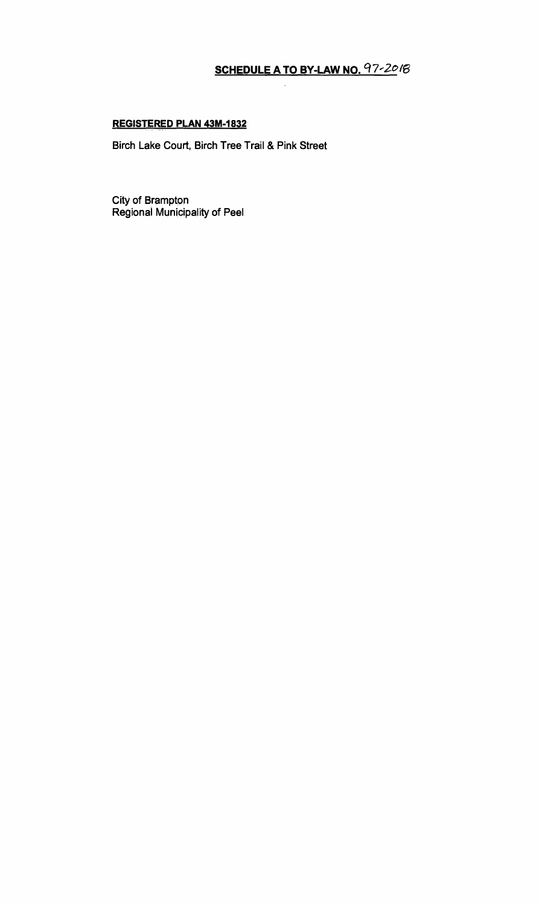**SCHEDULE A TO BY-LAW NO. 97-2018**

**REGISTERED PLAN 43M-1832**

Birch Lake Court, Birch Tree Trail & Pink Street

City of Brampton
Regional Municipality of Peel